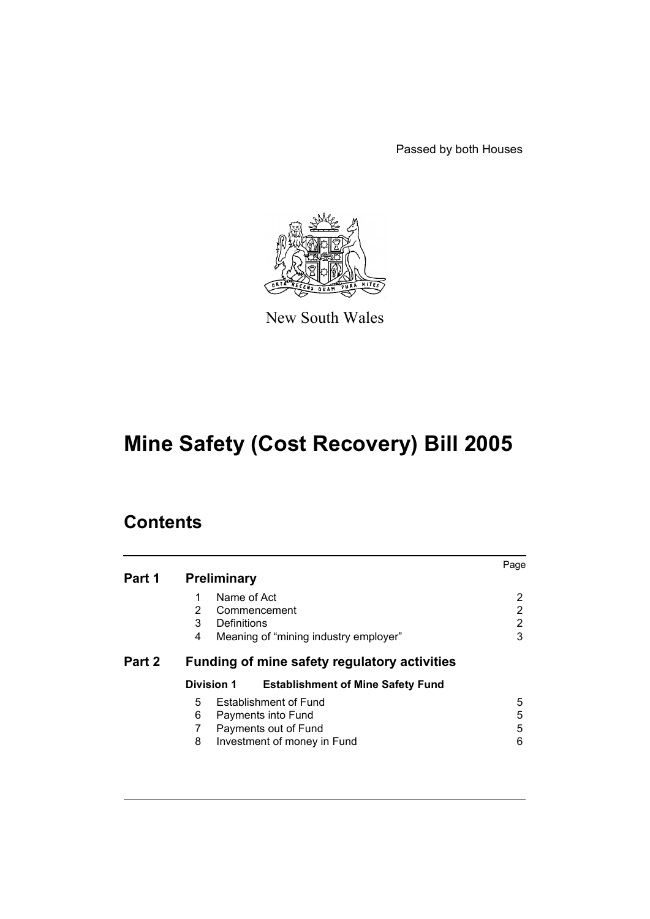Passed by both Houses

New South Wales

# Mine Safety (Cost Recovery) Bill 2005

## Contents

| | | | Page |
|---|---|---|---|
| **Part 1** | **Preliminary** | | |
| | 1 | Name of Act | 2 |
| | 2 | Commencement | 2 |
| | 3 | Definitions | 2 |
| | 4 | Meaning of “mining industry employer” | 3 |
| **Part 2** | **Funding of mine safety regulatory activities** | | |
| | **Division 1** | **Establishment of Mine Safety Fund** | |
| | 5 | Establishment of Fund | 5 |
| | 6 | Payments into Fund | 5 |
| | 7 | Payments out of Fund | 5 |
| | 8 | Investment of money in Fund | 6 |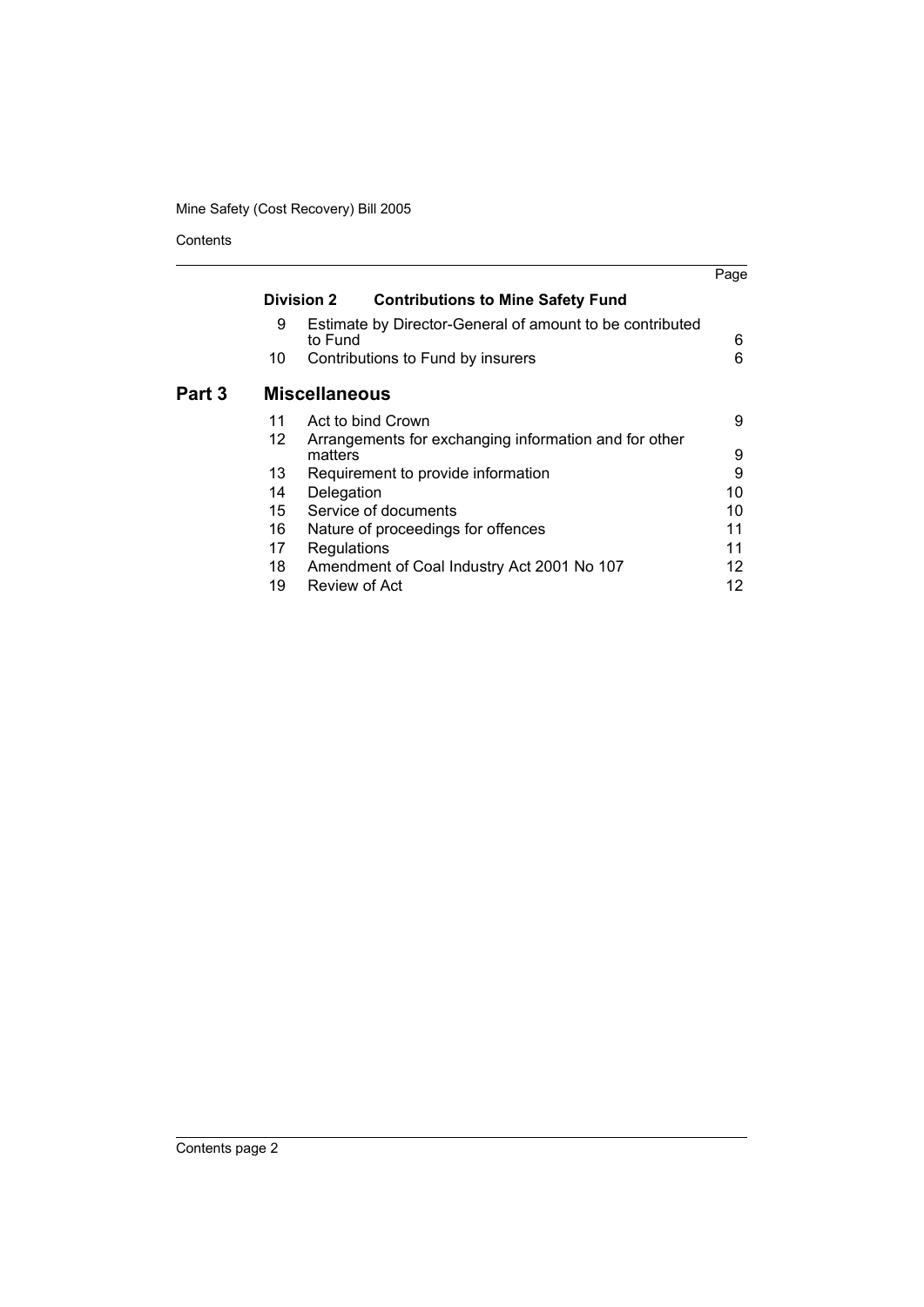| | | | Page |
|---|---|---|---|
| | **Division 2** | **Contributions to Mine Safety Fund** | |
| | 9 | Estimate by Director-General of amount to be contributed to Fund | 6 |
| | 10 | Contributions to Fund by insurers | 6 |
| **Part 3** | **Miscellaneous** | | |
| | 11 | Act to bind Crown | 9 |
| | 12 | Arrangements for exchanging information and for other matters | 9 |
| | 13 | Requirement to provide information | 9 |
| | 14 | Delegation | 10 |
| | 15 | Service of documents | 10 |
| | 16 | Nature of proceedings for offences | 11 |
| | 17 | Regulations | 11 |
| | 18 | Amendment of Coal Industry Act 2001 No 107 | 12 |
| | 19 | Review of Act | 12 |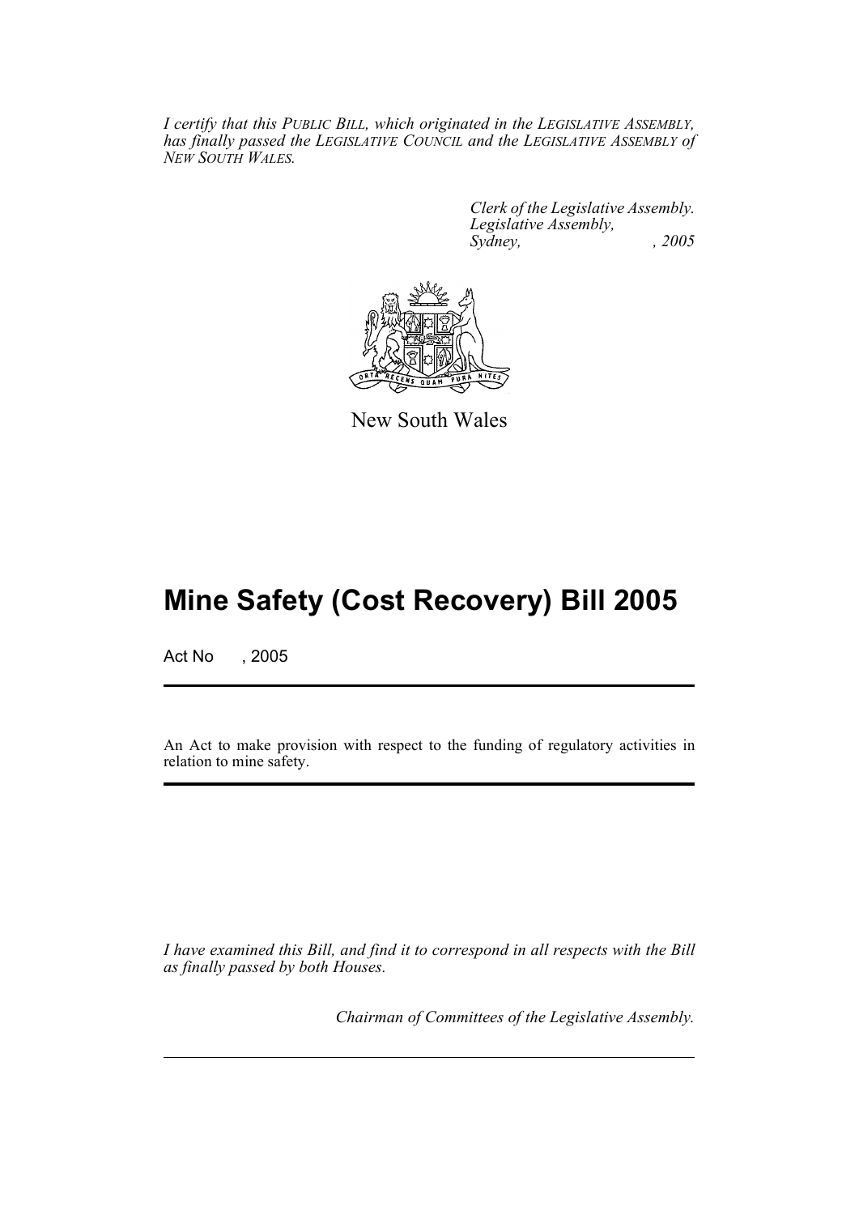*I certify that this PUBLIC BILL, which originated in the LEGISLATIVE ASSEMBLY, has finally passed the LEGISLATIVE COUNCIL and the LEGISLATIVE ASSEMBLY of NEW SOUTH WALES.*

*Clerk of the Legislative Assembly.*
*Legislative Assembly,*
*Sydney, , 2005*

New South Wales

# Mine Safety (Cost Recovery) Bill 2005

Act No , 2005

An Act to make provision with respect to the funding of regulatory activities in relation to mine safety.

*I have examined this Bill, and find it to correspond in all respects with the Bill as finally passed by both Houses.*

*Chairman of Committees of the Legislative Assembly.*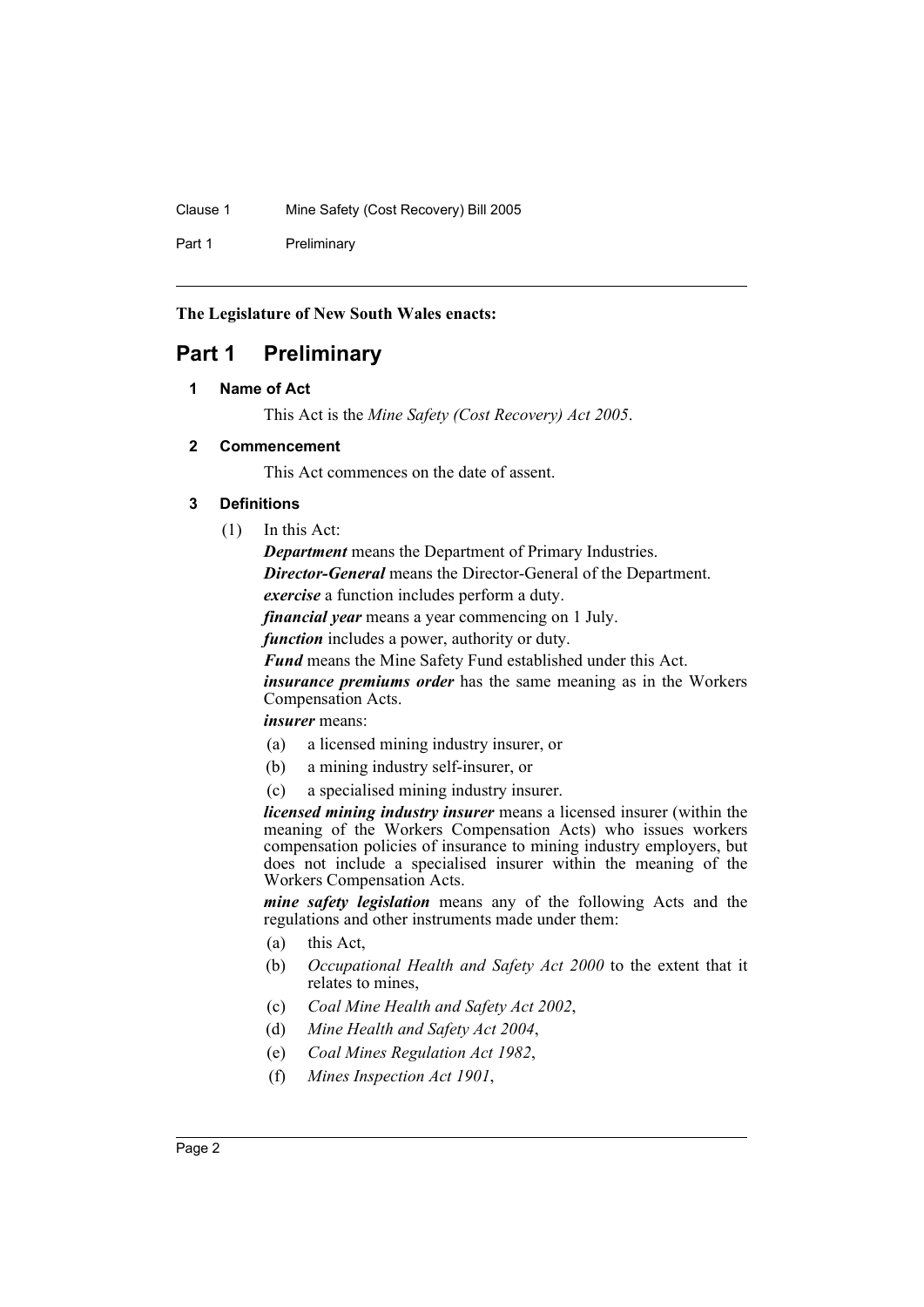**The Legislature of New South Wales enacts:**

# Part 1 Preliminary

### 1 Name of Act

This Act is the *Mine Safety (Cost Recovery) Act 2005*.

### 2 Commencement

This Act commences on the date of assent.

### 3 Definitions

(1) In this Act:

***Department*** means the Department of Primary Industries.

***Director-General*** means the Director-General of the Department.

***exercise*** a function includes perform a duty.

***financial year*** means a year commencing on 1 July.

***function*** includes a power, authority or duty.

***Fund*** means the Mine Safety Fund established under this Act.

***insurance premiums order*** has the same meaning as in the Workers Compensation Acts.

***insurer*** means:

- (a) a licensed mining industry insurer, or
- (b) a mining industry self-insurer, or
- (c) a specialised mining industry insurer.

***licensed mining industry insurer*** means a licensed insurer (within the meaning of the Workers Compensation Acts) who issues workers compensation policies of insurance to mining industry employers, but does not include a specialised insurer within the meaning of the Workers Compensation Acts.

***mine safety legislation*** means any of the following Acts and the regulations and other instruments made under them:

- (a) this Act,
- (b) *Occupational Health and Safety Act 2000* to the extent that it relates to mines,
- (c) *Coal Mine Health and Safety Act 2002*,
- (d) *Mine Health and Safety Act 2004*,
- (e) *Coal Mines Regulation Act 1982*,
- (f) *Mines Inspection Act 1901*,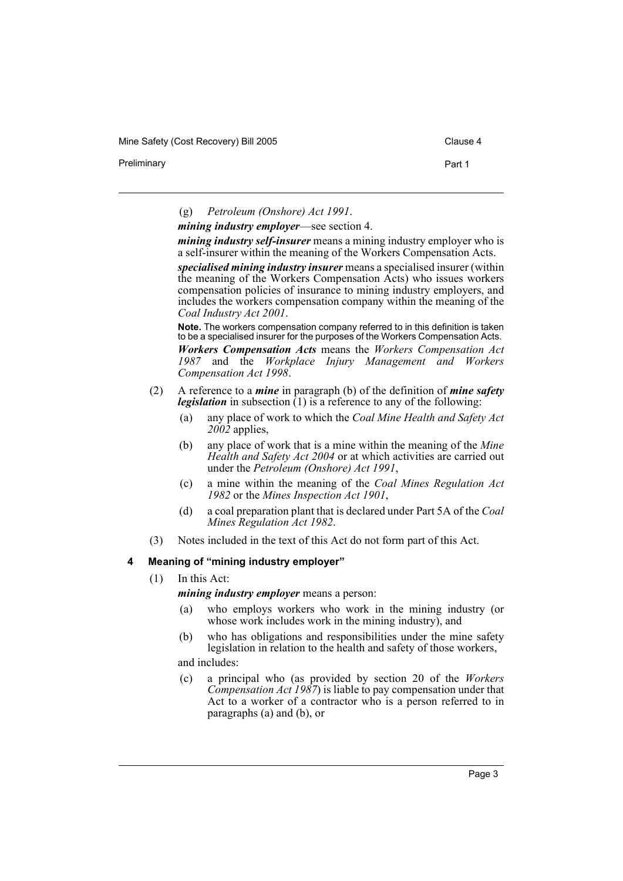(g) *Petroleum (Onshore) Act 1991*.

***mining industry employer***—see section 4.

***mining industry self-insurer*** means a mining industry employer who is a self-insurer within the meaning of the Workers Compensation Acts.

***specialised mining industry insurer*** means a specialised insurer (within the meaning of the Workers Compensation Acts) who issues workers compensation policies of insurance to mining industry employers, and includes the workers compensation company within the meaning of the *Coal Industry Act 2001*.

**Note.** The workers compensation company referred to in this definition is taken to be a specialised insurer for the purposes of the Workers Compensation Acts.

***Workers Compensation Acts*** means the *Workers Compensation Act 1987* and the *Workplace Injury Management and Workers Compensation Act 1998*.

(2) A reference to a ***mine*** in paragraph (b) of the definition of ***mine safety legislation*** in subsection (1) is a reference to any of the following:

(a) any place of work to which the *Coal Mine Health and Safety Act 2002* applies,

(b) any place of work that is a mine within the meaning of the *Mine Health and Safety Act 2004* or at which activities are carried out under the *Petroleum (Onshore) Act 1991*,

(c) a mine within the meaning of the *Coal Mines Regulation Act 1982* or the *Mines Inspection Act 1901*,

(d) a coal preparation plant that is declared under Part 5A of the *Coal Mines Regulation Act 1982*.

(3) Notes included in the text of this Act do not form part of this Act.

### 4 Meaning of "mining industry employer"

(1) In this Act:

***mining industry employer*** means a person:

(a) who employs workers who work in the mining industry (or whose work includes work in the mining industry), and

(b) who has obligations and responsibilities under the mine safety legislation in relation to the health and safety of those workers,

and includes:

(c) a principal who (as provided by section 20 of the *Workers Compensation Act 1987*) is liable to pay compensation under that Act to a worker of a contractor who is a person referred to in paragraphs (a) and (b), or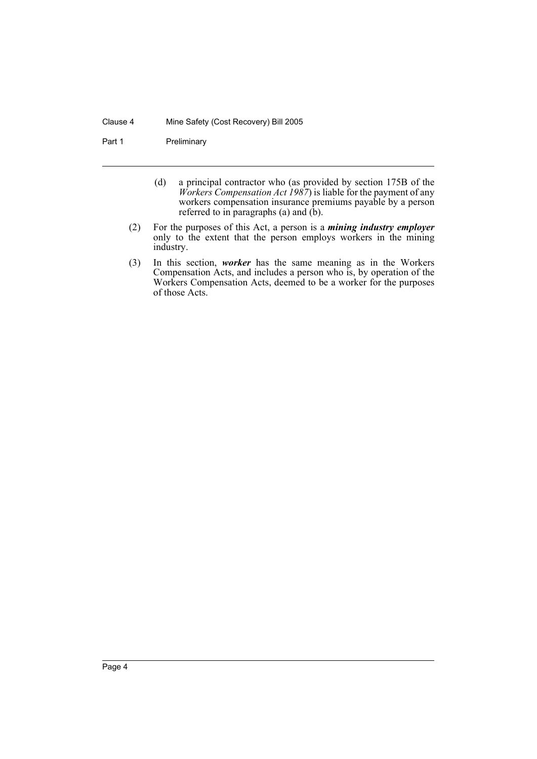(d) a principal contractor who (as provided by section 175B of the *Workers Compensation Act 1987*) is liable for the payment of any workers compensation insurance premiums payable by a person referred to in paragraphs (a) and (b).

(2) For the purposes of this Act, a person is a ***mining industry employer*** only to the extent that the person employs workers in the mining industry.

(3) In this section, ***worker*** has the same meaning as in the Workers Compensation Acts, and includes a person who is, by operation of the Workers Compensation Acts, deemed to be a worker for the purposes of those Acts.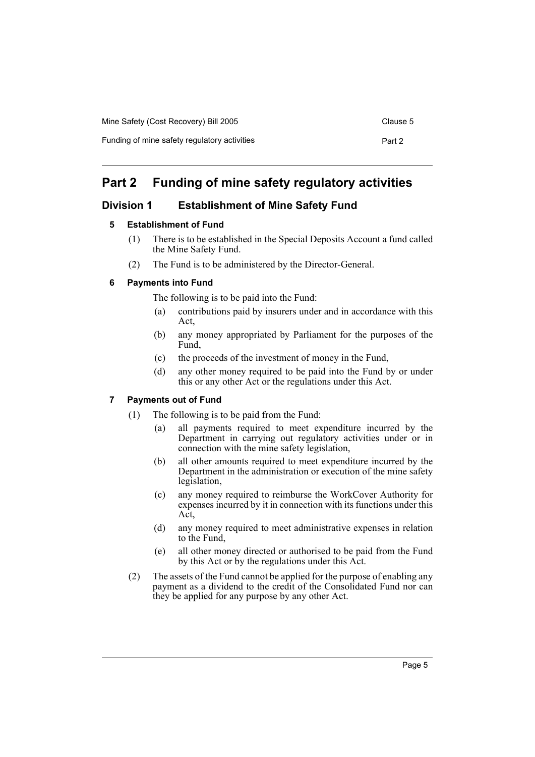# Part 2 Funding of mine safety regulatory activities

## Division 1 Establishment of Mine Safety Fund

### 5 Establishment of Fund

(1) There is to be established in the Special Deposits Account a fund called the Mine Safety Fund.

(2) The Fund is to be administered by the Director-General.

### 6 Payments into Fund

The following is to be paid into the Fund:

(a) contributions paid by insurers under and in accordance with this Act,

(b) any money appropriated by Parliament for the purposes of the Fund,

(c) the proceeds of the investment of money in the Fund,

(d) any other money required to be paid into the Fund by or under this or any other Act or the regulations under this Act.

### 7 Payments out of Fund

(1) The following is to be paid from the Fund:

(a) all payments required to meet expenditure incurred by the Department in carrying out regulatory activities under or in connection with the mine safety legislation,

(b) all other amounts required to meet expenditure incurred by the Department in the administration or execution of the mine safety legislation,

(c) any money required to reimburse the WorkCover Authority for expenses incurred by it in connection with its functions under this Act,

(d) any money required to meet administrative expenses in relation to the Fund,

(e) all other money directed or authorised to be paid from the Fund by this Act or by the regulations under this Act.

(2) The assets of the Fund cannot be applied for the purpose of enabling any payment as a dividend to the credit of the Consolidated Fund nor can they be applied for any purpose by any other Act.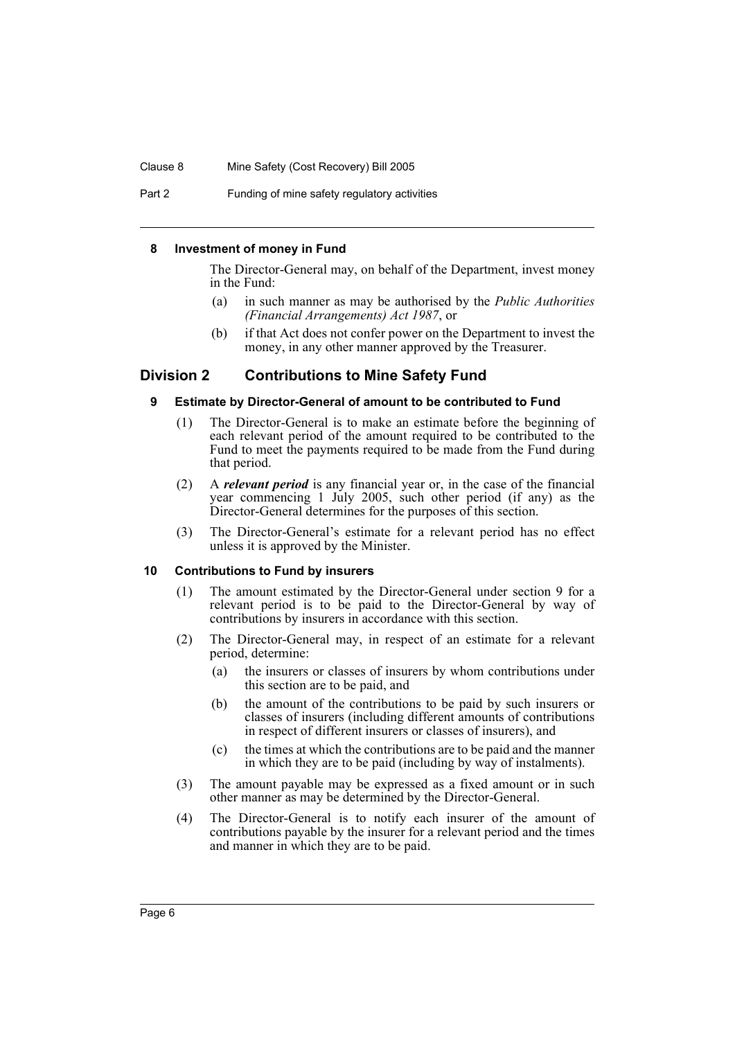#### 8 Investment of money in Fund

The Director-General may, on behalf of the Department, invest money in the Fund:

(a) in such manner as may be authorised by the *Public Authorities (Financial Arrangements) Act 1987*, or

(b) if that Act does not confer power on the Department to invest the money, in any other manner approved by the Treasurer.

## Division 2 Contributions to Mine Safety Fund

#### 9 Estimate by Director-General of amount to be contributed to Fund

(1) The Director-General is to make an estimate before the beginning of each relevant period of the amount required to be contributed to the Fund to meet the payments required to be made from the Fund during that period.

(2) A ***relevant period*** is any financial year or, in the case of the financial year commencing 1 July 2005, such other period (if any) as the Director-General determines for the purposes of this section.

(3) The Director-General's estimate for a relevant period has no effect unless it is approved by the Minister.

#### 10 Contributions to Fund by insurers

(1) The amount estimated by the Director-General under section 9 for a relevant period is to be paid to the Director-General by way of contributions by insurers in accordance with this section.

(2) The Director-General may, in respect of an estimate for a relevant period, determine:

(a) the insurers or classes of insurers by whom contributions under this section are to be paid, and

(b) the amount of the contributions to be paid by such insurers or classes of insurers (including different amounts of contributions in respect of different insurers or classes of insurers), and

(c) the times at which the contributions are to be paid and the manner in which they are to be paid (including by way of instalments).

(3) The amount payable may be expressed as a fixed amount or in such other manner as may be determined by the Director-General.

(4) The Director-General is to notify each insurer of the amount of contributions payable by the insurer for a relevant period and the times and manner in which they are to be paid.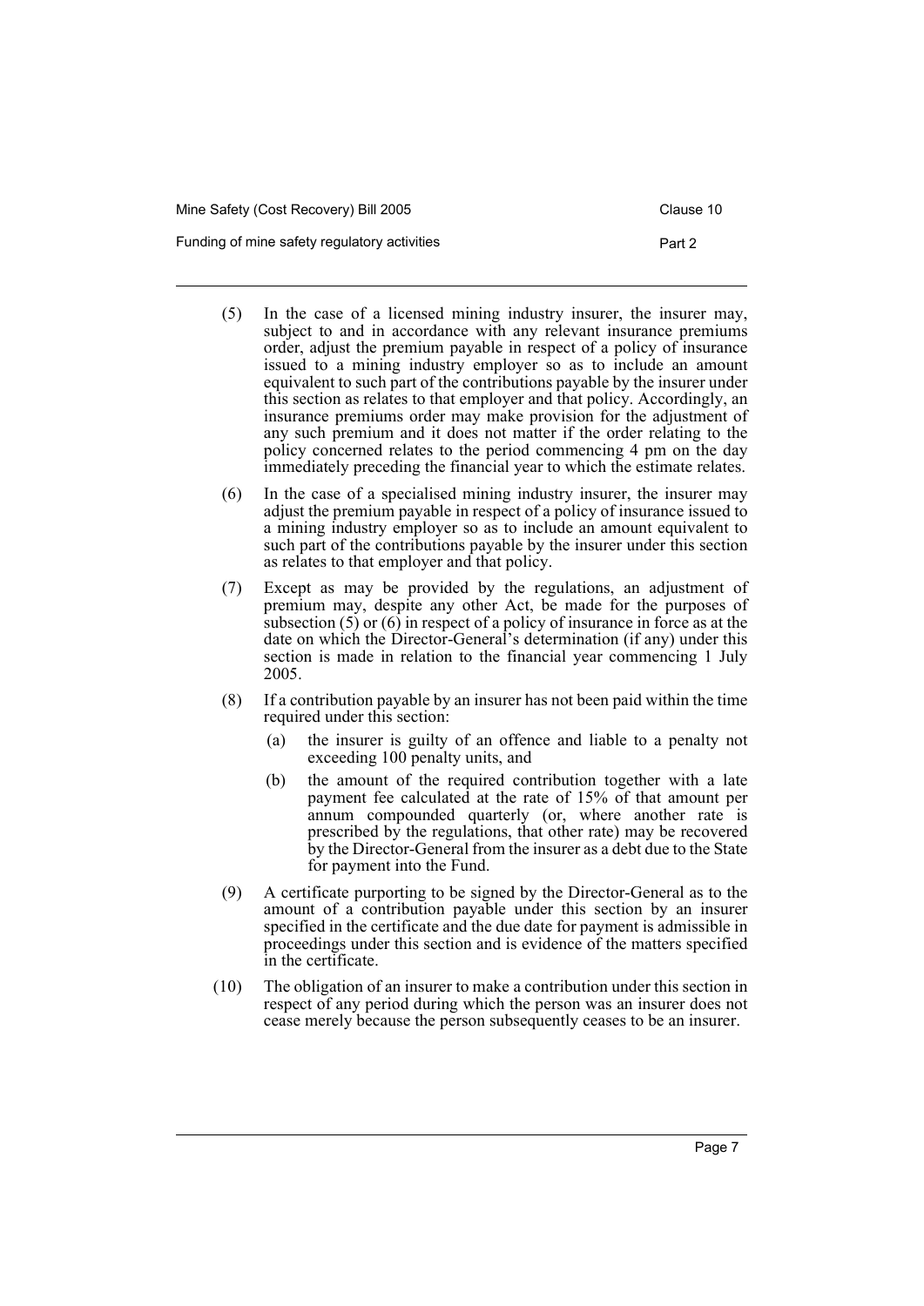(5) In the case of a licensed mining industry insurer, the insurer may, subject to and in accordance with any relevant insurance premiums order, adjust the premium payable in respect of a policy of insurance issued to a mining industry employer so as to include an amount equivalent to such part of the contributions payable by the insurer under this section as relates to that employer and that policy. Accordingly, an insurance premiums order may make provision for the adjustment of any such premium and it does not matter if the order relating to the policy concerned relates to the period commencing 4 pm on the day immediately preceding the financial year to which the estimate relates.

(6) In the case of a specialised mining industry insurer, the insurer may adjust the premium payable in respect of a policy of insurance issued to a mining industry employer so as to include an amount equivalent to such part of the contributions payable by the insurer under this section as relates to that employer and that policy.

(7) Except as may be provided by the regulations, an adjustment of premium may, despite any other Act, be made for the purposes of subsection (5) or (6) in respect of a policy of insurance in force as at the date on which the Director-General's determination (if any) under this section is made in relation to the financial year commencing 1 July 2005.

(8) If a contribution payable by an insurer has not been paid within the time required under this section:

(a) the insurer is guilty of an offence and liable to a penalty not exceeding 100 penalty units, and

(b) the amount of the required contribution together with a late payment fee calculated at the rate of 15% of that amount per annum compounded quarterly (or, where another rate is prescribed by the regulations, that other rate) may be recovered by the Director-General from the insurer as a debt due to the State for payment into the Fund.

(9) A certificate purporting to be signed by the Director-General as to the amount of a contribution payable under this section by an insurer specified in the certificate and the due date for payment is admissible in proceedings under this section and is evidence of the matters specified in the certificate.

(10) The obligation of an insurer to make a contribution under this section in respect of any period during which the person was an insurer does not cease merely because the person subsequently ceases to be an insurer.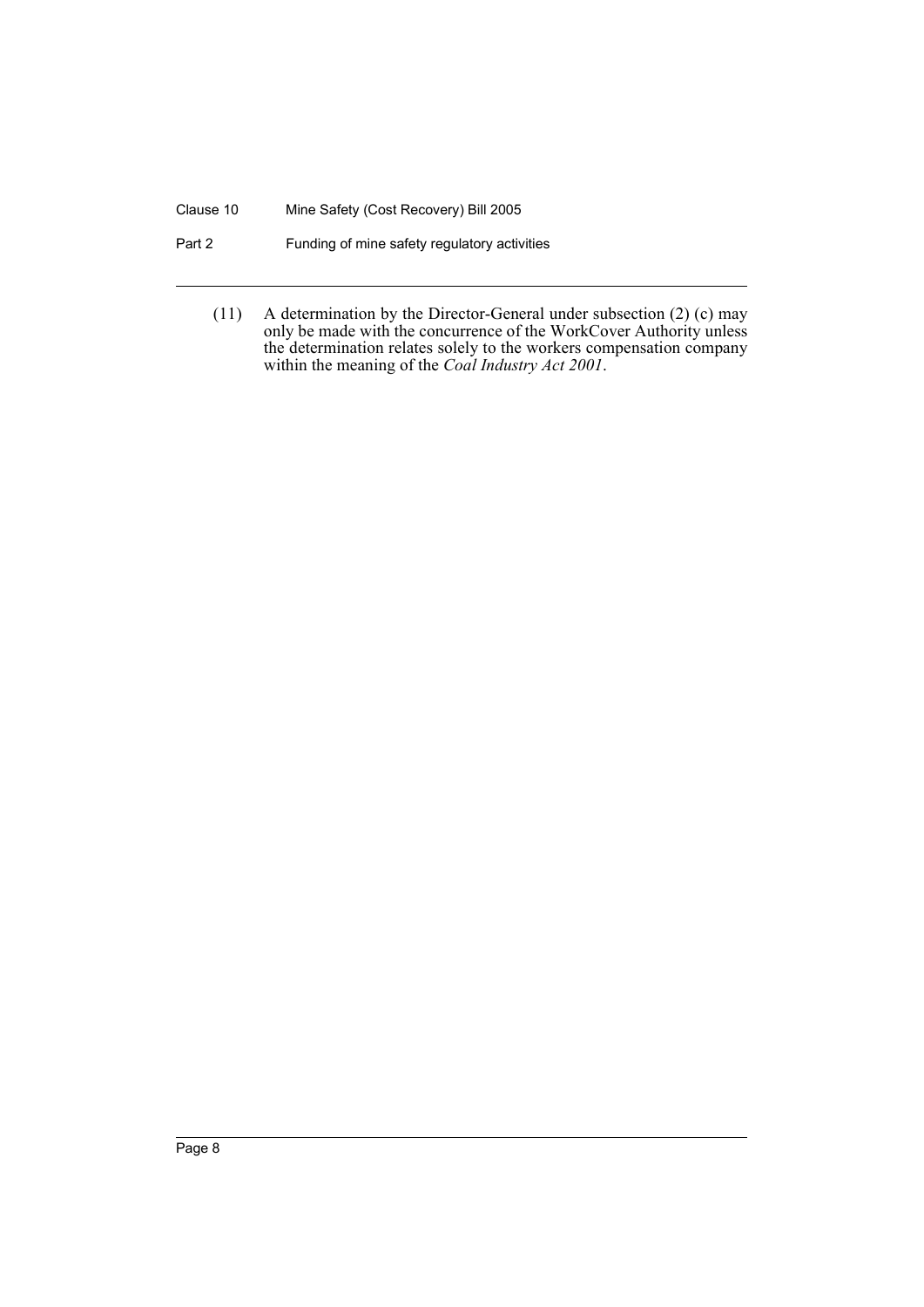(11) A determination by the Director-General under subsection (2) (c) may only be made with the concurrence of the WorkCover Authority unless the determination relates solely to the workers compensation company within the meaning of the *Coal Industry Act 2001*.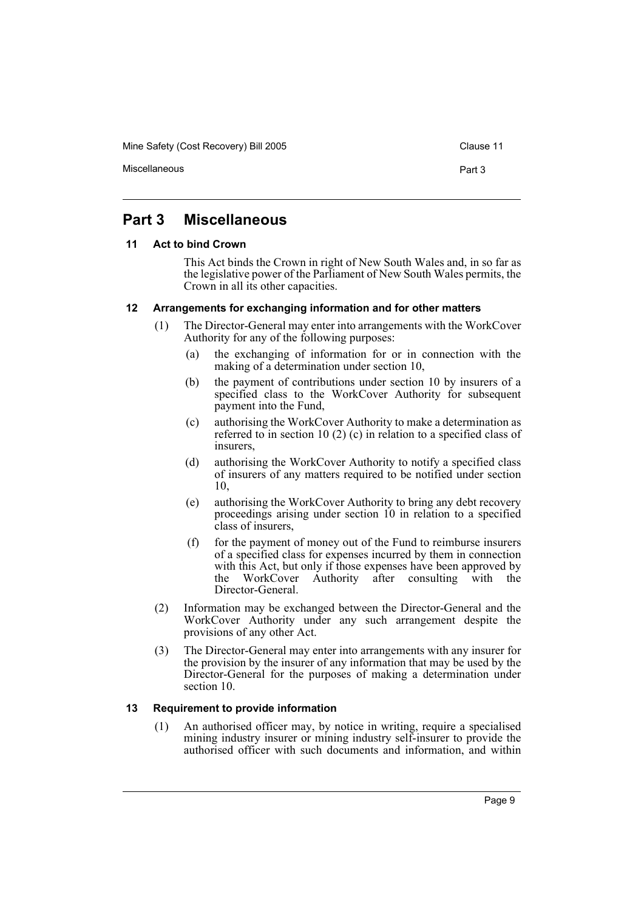## Part 3 Miscellaneous

### 11 Act to bind Crown

This Act binds the Crown in right of New South Wales and, in so far as the legislative power of the Parliament of New South Wales permits, the Crown in all its other capacities.

### 12 Arrangements for exchanging information and for other matters

(1) The Director-General may enter into arrangements with the WorkCover Authority for any of the following purposes:

(a) the exchanging of information for or in connection with the making of a determination under section 10,

(b) the payment of contributions under section 10 by insurers of a specified class to the WorkCover Authority for subsequent payment into the Fund,

(c) authorising the WorkCover Authority to make a determination as referred to in section 10 (2) (c) in relation to a specified class of insurers,

(d) authorising the WorkCover Authority to notify a specified class of insurers of any matters required to be notified under section 10,

(e) authorising the WorkCover Authority to bring any debt recovery proceedings arising under section 10 in relation to a specified class of insurers,

(f) for the payment of money out of the Fund to reimburse insurers of a specified class for expenses incurred by them in connection with this Act, but only if those expenses have been approved by the WorkCover Authority after consulting with the Director-General.

(2) Information may be exchanged between the Director-General and the WorkCover Authority under any such arrangement despite the provisions of any other Act.

(3) The Director-General may enter into arrangements with any insurer for the provision by the insurer of any information that may be used by the Director-General for the purposes of making a determination under section 10.

### 13 Requirement to provide information

(1) An authorised officer may, by notice in writing, require a specialised mining industry insurer or mining industry self-insurer to provide the authorised officer with such documents and information, and within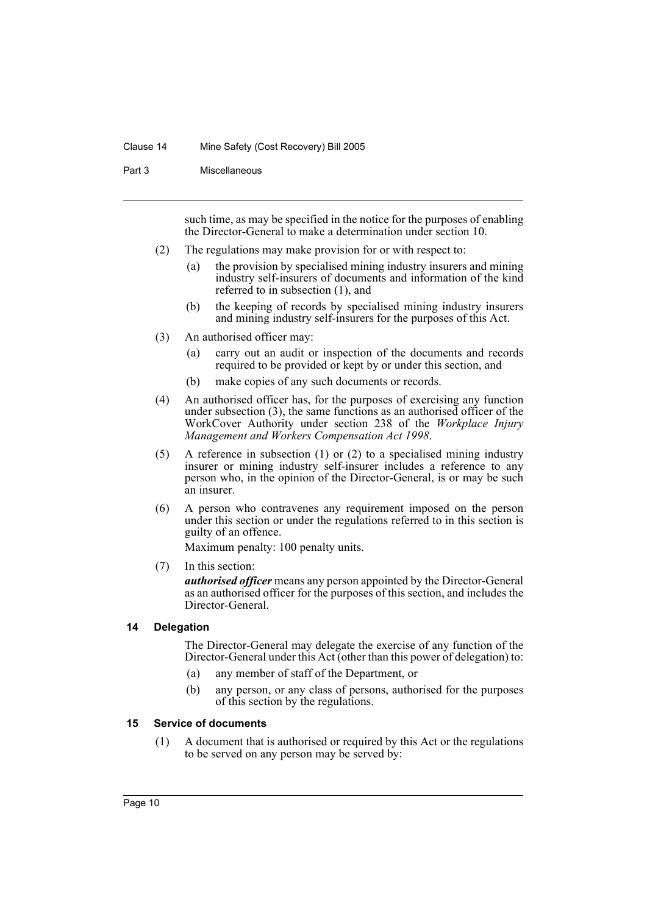such time, as may be specified in the notice for the purposes of enabling the Director-General to make a determination under section 10.

(2) The regulations may make provision for or with respect to:

- (a) the provision by specialised mining industry insurers and mining industry self-insurers of documents and information of the kind referred to in subsection (1), and
- (b) the keeping of records by specialised mining industry insurers and mining industry self-insurers for the purposes of this Act.

(3) An authorised officer may:

- (a) carry out an audit or inspection of the documents and records required to be provided or kept by or under this section, and
- (b) make copies of any such documents or records.

(4) An authorised officer has, for the purposes of exercising any function under subsection (3), the same functions as an authorised officer of the WorkCover Authority under section 238 of the *Workplace Injury Management and Workers Compensation Act 1998*.

(5) A reference in subsection (1) or (2) to a specialised mining industry insurer or mining industry self-insurer includes a reference to any person who, in the opinion of the Director-General, is or may be such an insurer.

(6) A person who contravenes any requirement imposed on the person under this section or under the regulations referred to in this section is guilty of an offence.

Maximum penalty: 100 penalty units.

(7) In this section:

***authorised officer*** means any person appointed by the Director-General as an authorised officer for the purposes of this section, and includes the Director-General.

#### 14 Delegation

The Director-General may delegate the exercise of any function of the Director-General under this Act (other than this power of delegation) to:

- (a) any member of staff of the Department, or
- (b) any person, or any class of persons, authorised for the purposes of this section by the regulations.

#### 15 Service of documents

(1) A document that is authorised or required by this Act or the regulations to be served on any person may be served by: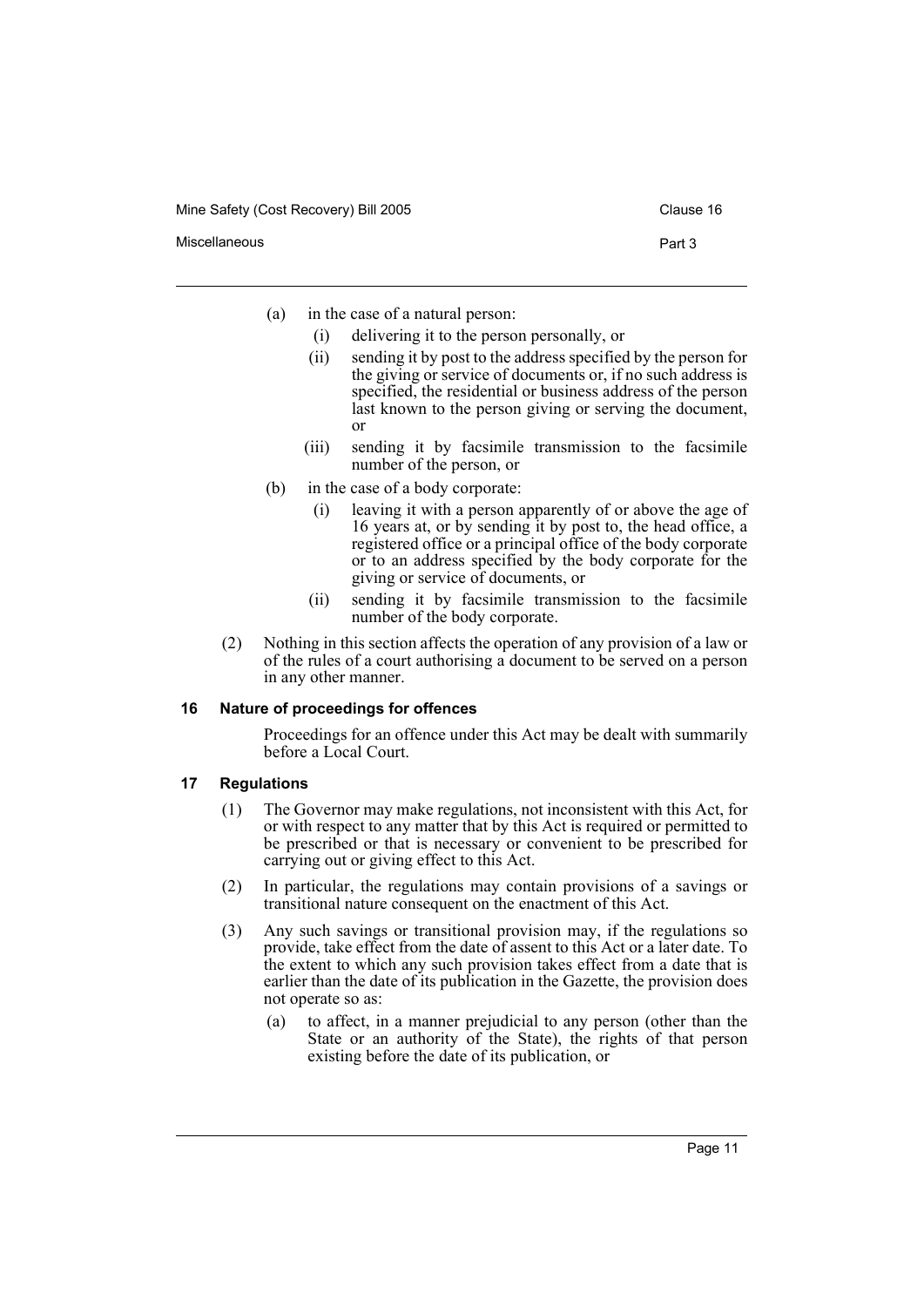(a) in the case of a natural person:

(i) delivering it to the person personally, or

(ii) sending it by post to the address specified by the person for the giving or service of documents or, if no such address is specified, the residential or business address of the person last known to the person giving or serving the document, or

(iii) sending it by facsimile transmission to the facsimile number of the person, or

(b) in the case of a body corporate:

(i) leaving it with a person apparently of or above the age of 16 years at, or by sending it by post to, the head office, a registered office or a principal office of the body corporate or to an address specified by the body corporate for the giving or service of documents, or

(ii) sending it by facsimile transmission to the facsimile number of the body corporate.

(2) Nothing in this section affects the operation of any provision of a law or of the rules of a court authorising a document to be served on a person in any other manner.

### 16 Nature of proceedings for offences

Proceedings for an offence under this Act may be dealt with summarily before a Local Court.

### 17 Regulations

(1) The Governor may make regulations, not inconsistent with this Act, for or with respect to any matter that by this Act is required or permitted to be prescribed or that is necessary or convenient to be prescribed for carrying out or giving effect to this Act.

(2) In particular, the regulations may contain provisions of a savings or transitional nature consequent on the enactment of this Act.

(3) Any such savings or transitional provision may, if the regulations so provide, take effect from the date of assent to this Act or a later date. To the extent to which any such provision takes effect from a date that is earlier than the date of its publication in the Gazette, the provision does not operate so as:

(a) to affect, in a manner prejudicial to any person (other than the State or an authority of the State), the rights of that person existing before the date of its publication, or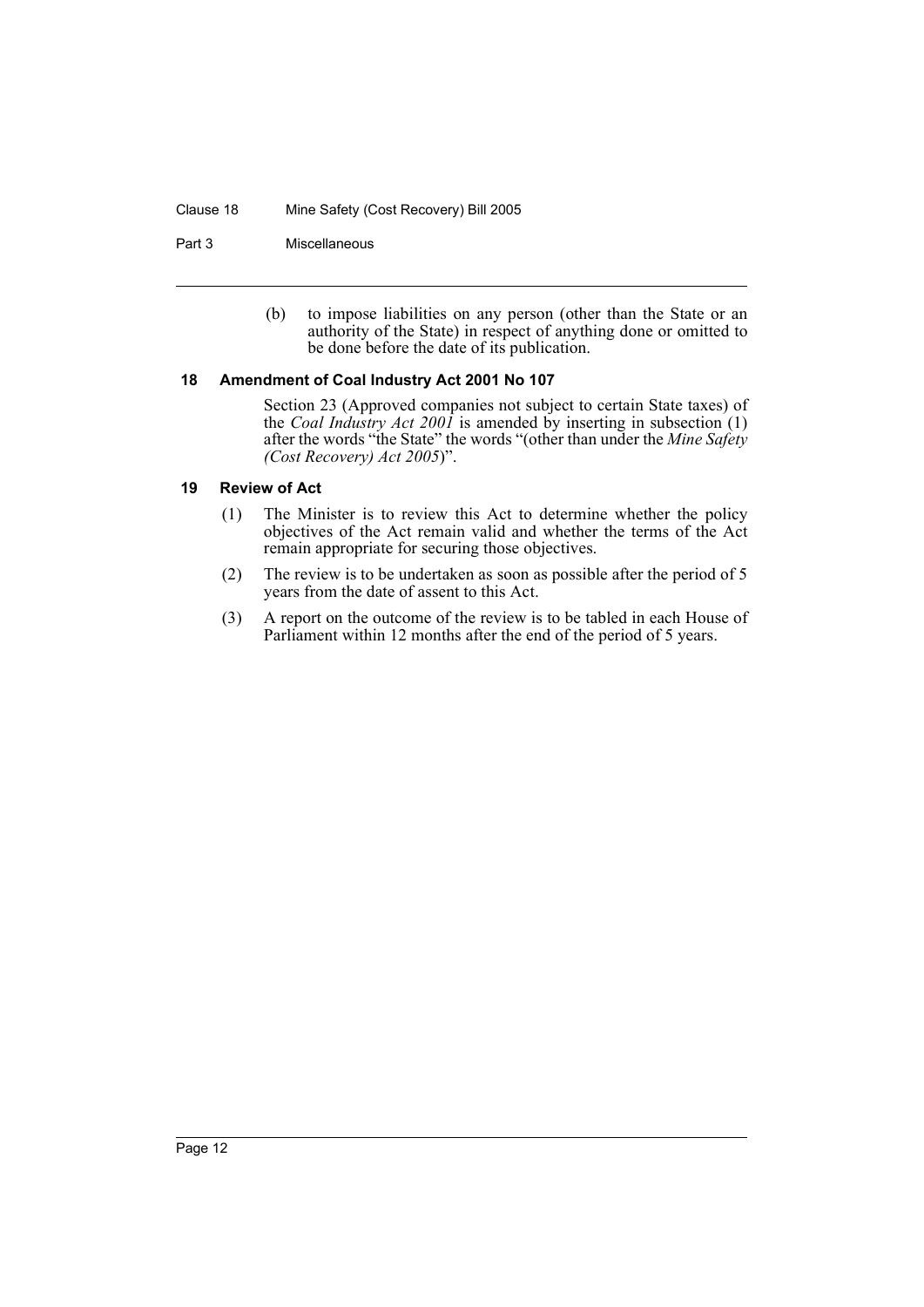(b) to impose liabilities on any person (other than the State or an authority of the State) in respect of anything done or omitted to be done before the date of its publication.

### 18 Amendment of Coal Industry Act 2001 No 107

Section 23 (Approved companies not subject to certain State taxes) of the *Coal Industry Act 2001* is amended by inserting in subsection (1) after the words "the State" the words "(other than under the *Mine Safety (Cost Recovery) Act 2005*)".

### 19 Review of Act

(1) The Minister is to review this Act to determine whether the policy objectives of the Act remain valid and whether the terms of the Act remain appropriate for securing those objectives.

(2) The review is to be undertaken as soon as possible after the period of 5 years from the date of assent to this Act.

(3) A report on the outcome of the review is to be tabled in each House of Parliament within 12 months after the end of the period of 5 years.